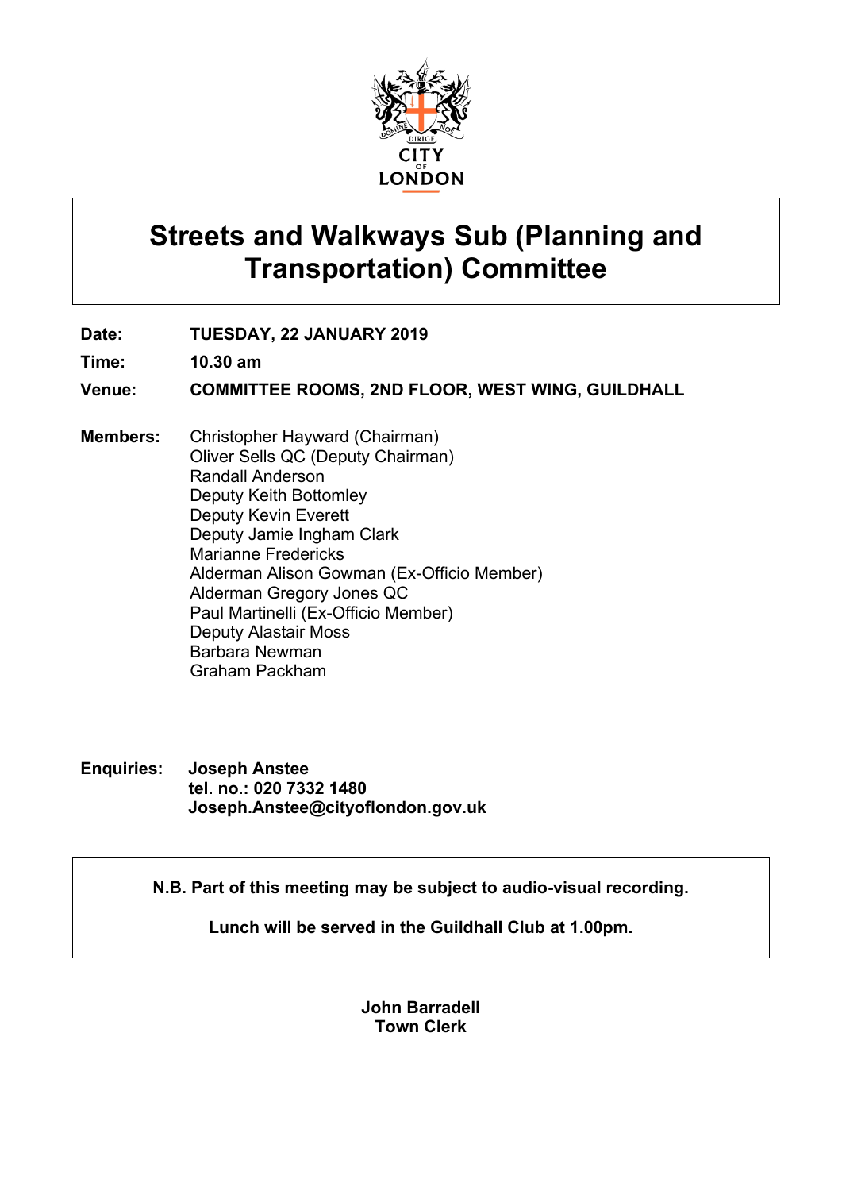# Streets and Walkways Sub (Planning and Transportation) Committee

**Date:** TUESDAY, 22 JANUARY 2019

**Time:** 10.30 am

**Venue:** COMMITTEE ROOMS, 2ND FLOOR, WEST WING, GUILDHALL

**Members:**
Christopher Hayward (Chairman)
Oliver Sells QC (Deputy Chairman)
Randall Anderson
Deputy Keith Bottomley
Deputy Kevin Everett
Deputy Jamie Ingham Clark
Marianne Fredericks
Alderman Alison Gowman (Ex-Officio Member)
Alderman Gregory Jones QC
Paul Martinelli (Ex-Officio Member)
Deputy Alastair Moss
Barbara Newman
Graham Packham

**Enquiries:** **Joseph Anstee**
**tel. no.: 020 7332 1480**
**Joseph.Anstee@cityoflondon.gov.uk**

**N.B. Part of this meeting may be subject to audio-visual recording.**

**Lunch will be served in the Guildhall Club at 1.00pm.**

**John Barradell**
**Town Clerk**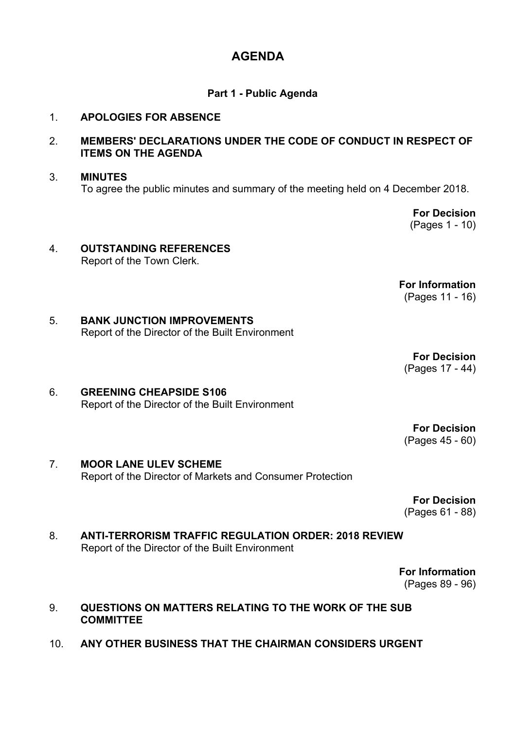# AGENDA

## Part 1 - Public Agenda

1. **APOLOGIES FOR ABSENCE**

2. **MEMBERS' DECLARATIONS UNDER THE CODE OF CONDUCT IN RESPECT OF ITEMS ON THE AGENDA**

3. **MINUTES**
   To agree the public minutes and summary of the meeting held on 4 December 2018.

   **For Decision**
   (Pages 1 - 10)

4. **OUTSTANDING REFERENCES**
   Report of the Town Clerk.

   **For Information**
   (Pages 11 - 16)

5. **BANK JUNCTION IMPROVEMENTS**
   Report of the Director of the Built Environment

   **For Decision**
   (Pages 17 - 44)

6. **GREENING CHEAPSIDE S106**
   Report of the Director of the Built Environment

   **For Decision**
   (Pages 45 - 60)

7. **MOOR LANE ULEV SCHEME**
   Report of the Director of Markets and Consumer Protection

   **For Decision**
   (Pages 61 - 88)

8. **ANTI-TERRORISM TRAFFIC REGULATION ORDER: 2018 REVIEW**
   Report of the Director of the Built Environment

   **For Information**
   (Pages 89 - 96)

9. **QUESTIONS ON MATTERS RELATING TO THE WORK OF THE SUB COMMITTEE**

10. **ANY OTHER BUSINESS THAT THE CHAIRMAN CONSIDERS URGENT**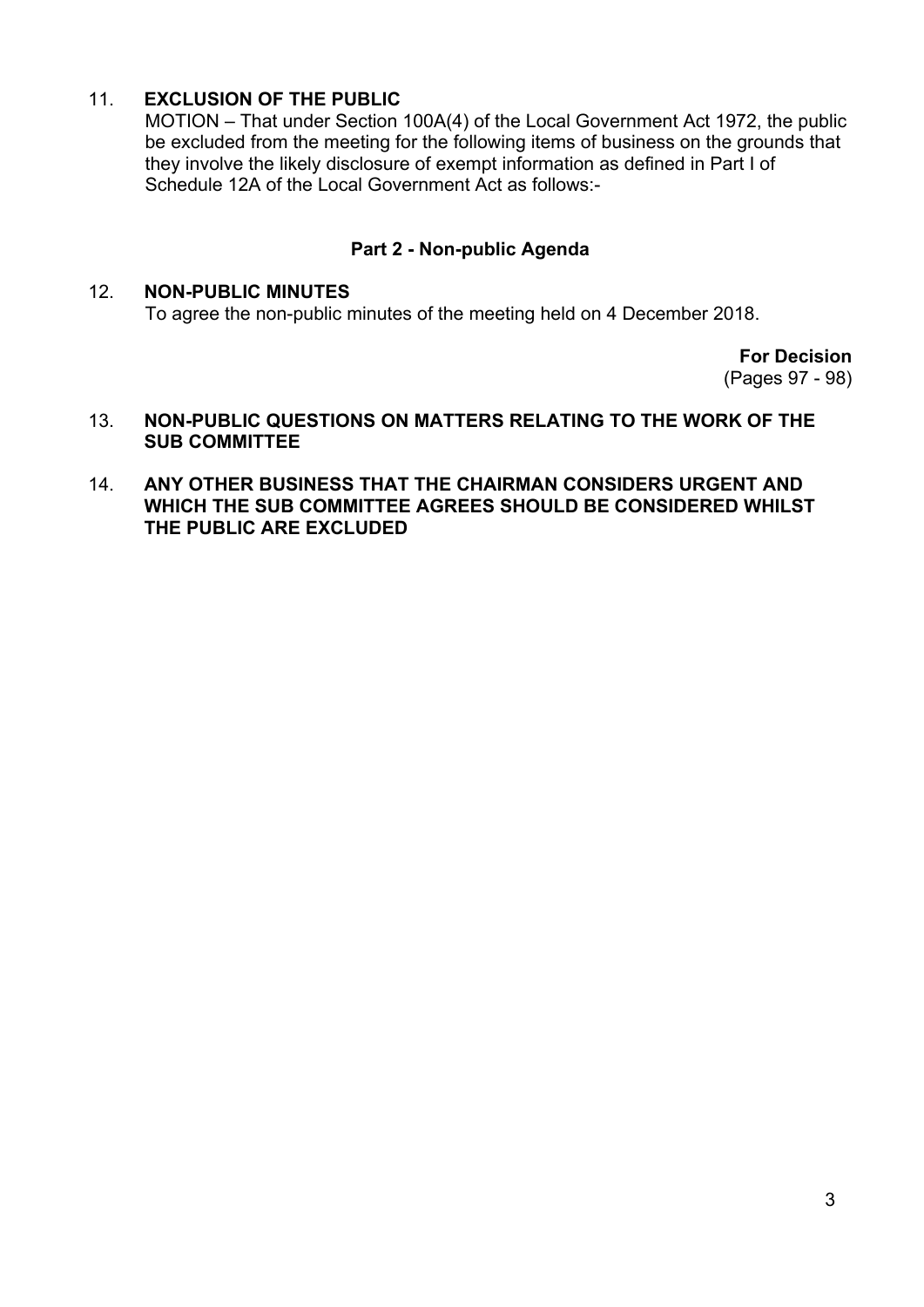11. **EXCLUSION OF THE PUBLIC**
    MOTION – That under Section 100A(4) of the Local Government Act 1972, the public be excluded from the meeting for the following items of business on the grounds that they involve the likely disclosure of exempt information as defined in Part I of Schedule 12A of the Local Government Act as follows:-

## Part 2 - Non-public Agenda

12. **NON-PUBLIC MINUTES**
    To agree the non-public minutes of the meeting held on 4 December 2018.

    **For Decision**
    (Pages 97 - 98)

13. **NON-PUBLIC QUESTIONS ON MATTERS RELATING TO THE WORK OF THE SUB COMMITTEE**

14. **ANY OTHER BUSINESS THAT THE CHAIRMAN CONSIDERS URGENT AND WHICH THE SUB COMMITTEE AGREES SHOULD BE CONSIDERED WHILST THE PUBLIC ARE EXCLUDED**